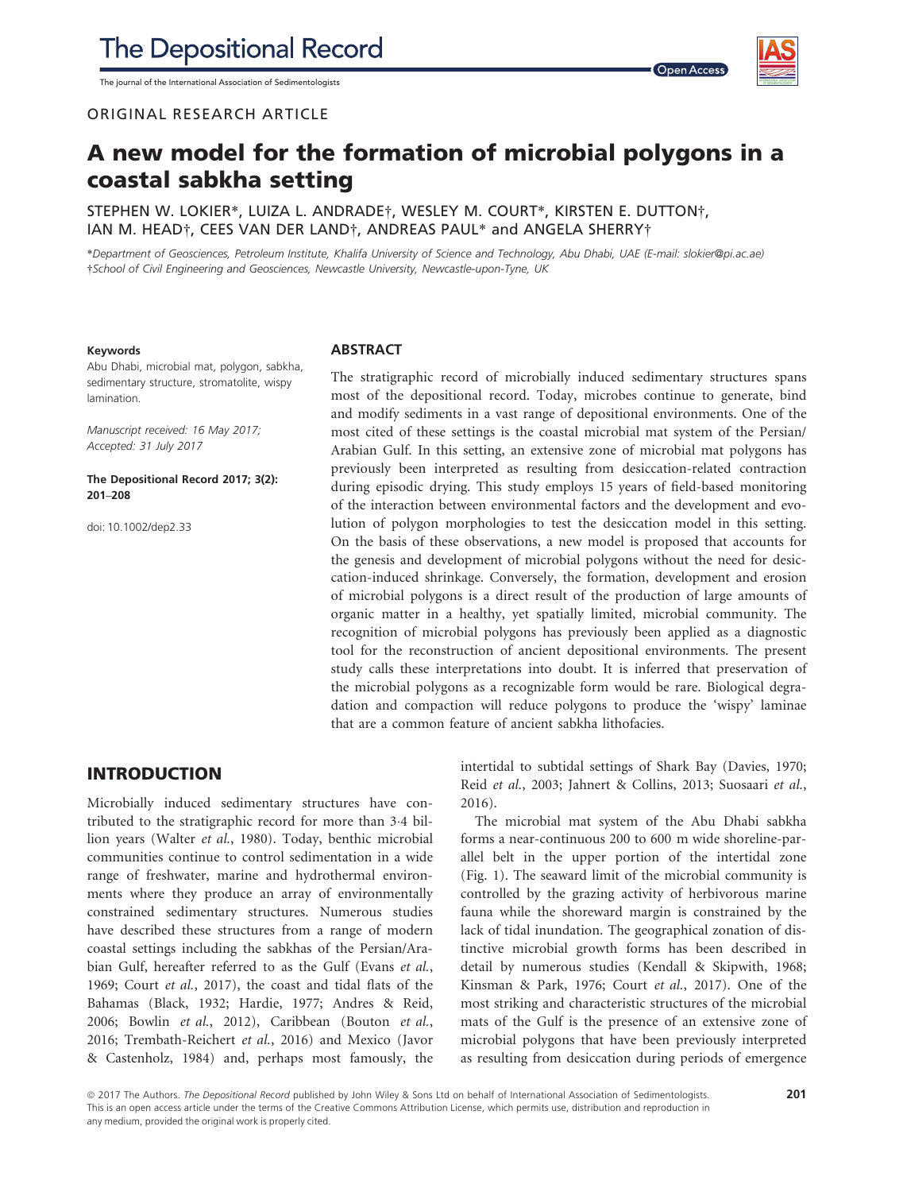The Depositional Record

The journal of the International Association of Sedimentologists

ORIGINAL RESEARCH ARTICLE

# A new model for the formation of microbial polygons in a coastal sabkha setting

STEPHEN W. LOKIER*, LUIZA L. ANDRADE†, WESLEY M. COURT*, KIRSTEN E. DUTTON†, IAN M. HEAD†, CEES VAN DER LAND†, ANDREAS PAUL* and ANGELA SHERRY†

*Department of Geosciences, Petroleum Institute, Khalifa University of Science and Technology, Abu Dhabi, UAE (E-mail: slokier@pi.ac.ae)
†School of Civil Engineering and Geosciences, Newcastle University, Newcastle-upon-Tyne, UK

**Keywords**

Abu Dhabi, microbial mat, polygon, sabkha, sedimentary structure, stromatolite, wispy lamination.

*Manuscript received: 16 May 2017; Accepted: 31 July 2017*

**The Depositional Record 2017; 3(2): 201–208**

doi: 10.1002/dep2.33

## ABSTRACT

The stratigraphic record of microbially induced sedimentary structures spans most of the depositional record. Today, microbes continue to generate, bind and modify sediments in a vast range of depositional environments. One of the most cited of these settings is the coastal microbial mat system of the Persian/Arabian Gulf. In this setting, an extensive zone of microbial mat polygons has previously been interpreted as resulting from desiccation-related contraction during episodic drying. This study employs 15 years of field-based monitoring of the interaction between environmental factors and the development and evolution of polygon morphologies to test the desiccation model in this setting. On the basis of these observations, a new model is proposed that accounts for the genesis and development of microbial polygons without the need for desiccation-induced shrinkage. Conversely, the formation, development and erosion of microbial polygons is a direct result of the production of large amounts of organic matter in a healthy, yet spatially limited, microbial community. The recognition of microbial polygons has previously been applied as a diagnostic tool for the reconstruction of ancient depositional environments. The present study calls these interpretations into doubt. It is inferred that preservation of the microbial polygons as a recognizable form would be rare. Biological degradation and compaction will reduce polygons to produce the 'wispy' laminae that are a common feature of ancient sabkha lithofacies.

## INTRODUCTION

Microbially induced sedimentary structures have contributed to the stratigraphic record for more than 3·4 billion years (Walter *et al.*, 1980). Today, benthic microbial communities continue to control sedimentation in a wide range of freshwater, marine and hydrothermal environments where they produce an array of environmentally constrained sedimentary structures. Numerous studies have described these structures from a range of modern coastal settings including the sabkhas of the Persian/Arabian Gulf, hereafter referred to as the Gulf (Evans *et al.*, 1969; Court *et al.*, 2017), the coast and tidal flats of the Bahamas (Black, 1932; Hardie, 1977; Andres & Reid, 2006; Bowlin *et al.*, 2012), Caribbean (Bouton *et al.*, 2016; Trembath-Reichert *et al.*, 2016) and Mexico (Javor & Castenholz, 1984) and, perhaps most famously, the intertidal to subtidal settings of Shark Bay (Davies, 1970; Reid *et al.*, 2003; Jahnert & Collins, 2013; Suosaari *et al.*, 2016).

The microbial mat system of the Abu Dhabi sabkha forms a near-continuous 200 to 600 m wide shoreline-parallel belt in the upper portion of the intertidal zone (Fig. 1). The seaward limit of the microbial community is controlled by the grazing activity of herbivorous marine fauna while the shoreward margin is constrained by the lack of tidal inundation. The geographical zonation of distinctive microbial growth forms has been described in detail by numerous studies (Kendall & Skipwith, 1968; Kinsman & Park, 1976; Court *et al.*, 2017). One of the most striking and characteristic structures of the microbial mats of the Gulf is the presence of an extensive zone of microbial polygons that have been previously interpreted as resulting from desiccation during periods of emergence

© 2017 The Authors. *The Depositional Record* published by John Wiley & Sons Ltd on behalf of International Association of Sedimentologists. This is an open access article under the terms of the Creative Commons Attribution License, which permits use, distribution and reproduction in any medium, provided the original work is properly cited.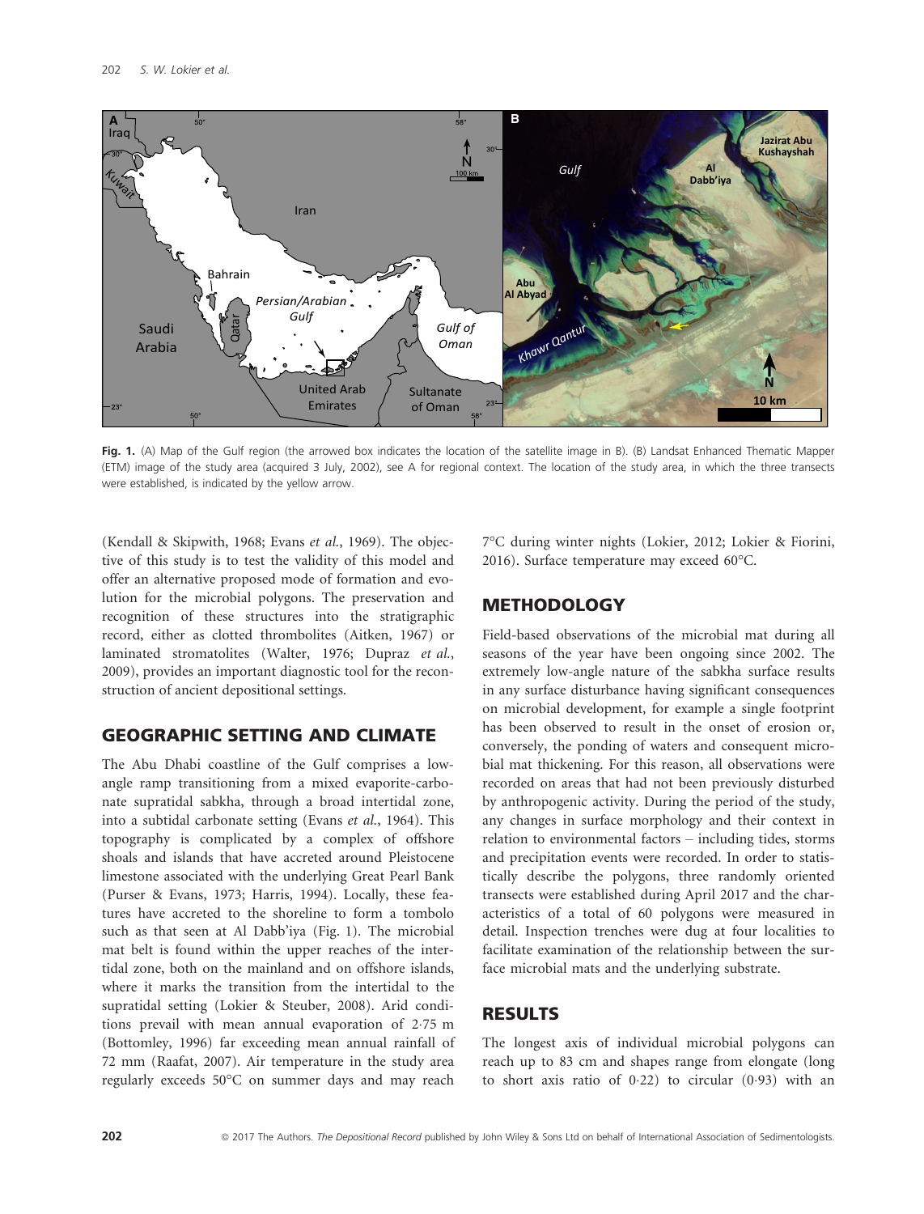Iraq

Kuwait

Iran

Bahrain

Qatar

Saudi Arabia

Persian/Arabian Gulf

Gulf of Oman

United Arab Emirates

Sultanate of Oman

100 km

Gulf

Al Dabb'iya

Jazirat Abu Kushayshah

Abu Al Abyad

Khawr Qantur

10 km

**Fig. 1.** (A) Map of the Gulf region (the arrowed box indicates the location of the satellite image in B). (B) Landsat Enhanced Thematic Mapper (ETM) image of the study area (acquired 3 July, 2002), see A for regional context. The location of the study area, in which the three transects were established, is indicated by the yellow arrow.

(Kendall & Skipwith, 1968; Evans *et al.*, 1969). The objective of this study is to test the validity of this model and offer an alternative proposed mode of formation and evolution for the microbial polygons. The preservation and recognition of these structures into the stratigraphic record, either as clotted thrombolites (Aitken, 1967) or laminated stromatolites (Walter, 1976; Dupraz *et al.*, 2009), provides an important diagnostic tool for the reconstruction of ancient depositional settings.

## GEOGRAPHIC SETTING AND CLIMATE

The Abu Dhabi coastline of the Gulf comprises a low-angle ramp transitioning from a mixed evaporite-carbonate supratidal sabkha, through a broad intertidal zone, into a subtidal carbonate setting (Evans *et al.*, 1964). This topography is complicated by a complex of offshore shoals and islands that have accreted around Pleistocene limestone associated with the underlying Great Pearl Bank (Purser & Evans, 1973; Harris, 1994). Locally, these features have accreted to the shoreline to form a tombolo such as that seen at Al Dabb'iya (Fig. 1). The microbial mat belt is found within the upper reaches of the intertidal zone, both on the mainland and on offshore islands, where it marks the transition from the intertidal to the supratidal setting (Lokier & Steuber, 2008). Arid conditions prevail with mean annual evaporation of 2·75 m (Bottomley, 1996) far exceeding mean annual rainfall of 72 mm (Raafat, 2007). Air temperature in the study area regularly exceeds 50°C on summer days and may reach 7°C during winter nights (Lokier, 2012; Lokier & Fiorini, 2016). Surface temperature may exceed 60°C.

## METHODOLOGY

Field-based observations of the microbial mat during all seasons of the year have been ongoing since 2002. The extremely low-angle nature of the sabkha surface results in any surface disturbance having significant consequences on microbial development, for example a single footprint has been observed to result in the onset of erosion or, conversely, the ponding of waters and consequent microbial mat thickening. For this reason, all observations were recorded on areas that had not been previously disturbed by anthropogenic activity. During the period of the study, any changes in surface morphology and their context in relation to environmental factors – including tides, storms and precipitation events were recorded. In order to statistically describe the polygons, three randomly oriented transects were established during April 2017 and the characteristics of a total of 60 polygons were measured in detail. Inspection trenches were dug at four localities to facilitate examination of the relationship between the surface microbial mats and the underlying substrate.

## RESULTS

The longest axis of individual microbial polygons can reach up to 83 cm and shapes range from elongate (long to short axis ratio of 0·22) to circular (0·93) with an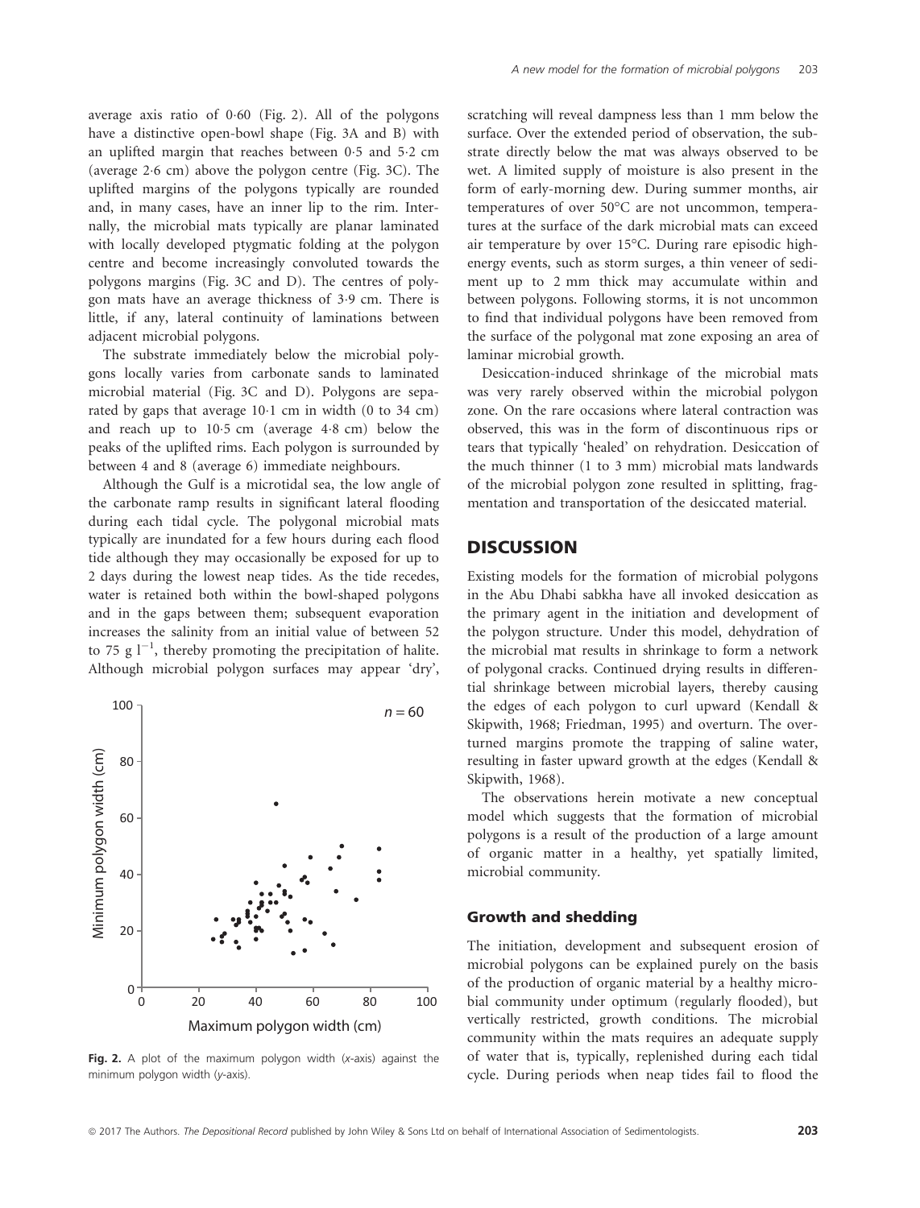average axis ratio of 0·60 (Fig. 2). All of the polygons have a distinctive open-bowl shape (Fig. 3A and B) with an uplifted margin that reaches between 0·5 and 5·2 cm (average 2·6 cm) above the polygon centre (Fig. 3C). The uplifted margins of the polygons typically are rounded and, in many cases, have an inner lip to the rim. Internally, the microbial mats typically are planar laminated with locally developed ptygmatic folding at the polygon centre and become increasingly convoluted towards the polygons margins (Fig. 3C and D). The centres of polygon mats have an average thickness of 3·9 cm. There is little, if any, lateral continuity of laminations between adjacent microbial polygons.

The substrate immediately below the microbial polygons locally varies from carbonate sands to laminated microbial material (Fig. 3C and D). Polygons are separated by gaps that average 10·1 cm in width (0 to 34 cm) and reach up to 10·5 cm (average 4·8 cm) below the peaks of the uplifted rims. Each polygon is surrounded by between 4 and 8 (average 6) immediate neighbours.

Although the Gulf is a microtidal sea, the low angle of the carbonate ramp results in significant lateral flooding during each tidal cycle. The polygonal microbial mats typically are inundated for a few hours during each flood tide although they may occasionally be exposed for up to 2 days during the lowest neap tides. As the tide recedes, water is retained both within the bowl-shaped polygons and in the gaps between them; subsequent evaporation increases the salinity from an initial value of between 52 to 75 g $l^{-1}$, thereby promoting the precipitation of halite. Although microbial polygon surfaces may appear 'dry', scratching will reveal dampness less than 1 mm below the surface. Over the extended period of observation, the substrate directly below the mat was always observed to be wet. A limited supply of moisture is also present in the form of early-morning dew. During summer months, air temperatures of over 50°C are not uncommon, temperatures at the surface of the dark microbial mats can exceed air temperature by over 15°C. During rare episodic high-energy events, such as storm surges, a thin veneer of sediment up to 2 mm thick may accumulate within and between polygons. Following storms, it is not uncommon to find that individual polygons have been removed from the surface of the polygonal mat zone exposing an area of laminar microbial growth.

Desiccation-induced shrinkage of the microbial mats was very rarely observed within the microbial polygon zone. On the rare occasions where lateral contraction was observed, this was in the form of discontinuous rips or tears that typically 'healed' on rehydration. Desiccation of the much thinner (1 to 3 mm) microbial mats landwards of the microbial polygon zone resulted in splitting, fragmentation and transportation of the desiccated material.

$n = 60$

Minimum polygon width (cm)

0
20
40
60
80
100

Maximum polygon width (cm)

0
20
40
60
80
100

**Fig. 2.** A plot of the maximum polygon width (*x*-axis) against the minimum polygon width (*y*-axis).

## DISCUSSION

Existing models for the formation of microbial polygons in the Abu Dhabi sabkha have all invoked desiccation as the primary agent in the initiation and development of the polygon structure. Under this model, dehydration of the microbial mat results in shrinkage to form a network of polygonal cracks. Continued drying results in differential shrinkage between microbial layers, thereby causing the edges of each polygon to curl upward (Kendall & Skipwith, 1968; Friedman, 1995) and overturn. The overturned margins promote the trapping of saline water, resulting in faster upward growth at the edges (Kendall & Skipwith, 1968).

The observations herein motivate a new conceptual model which suggests that the formation of microbial polygons is a result of the production of a large amount of organic matter in a healthy, yet spatially limited, microbial community.

### Growth and shedding

The initiation, development and subsequent erosion of microbial polygons can be explained purely on the basis of the production of organic material by a healthy microbial community under optimum (regularly flooded), but vertically restricted, growth conditions. The microbial community within the mats requires an adequate supply of water that is, typically, replenished during each tidal cycle. During periods when neap tides fail to flood the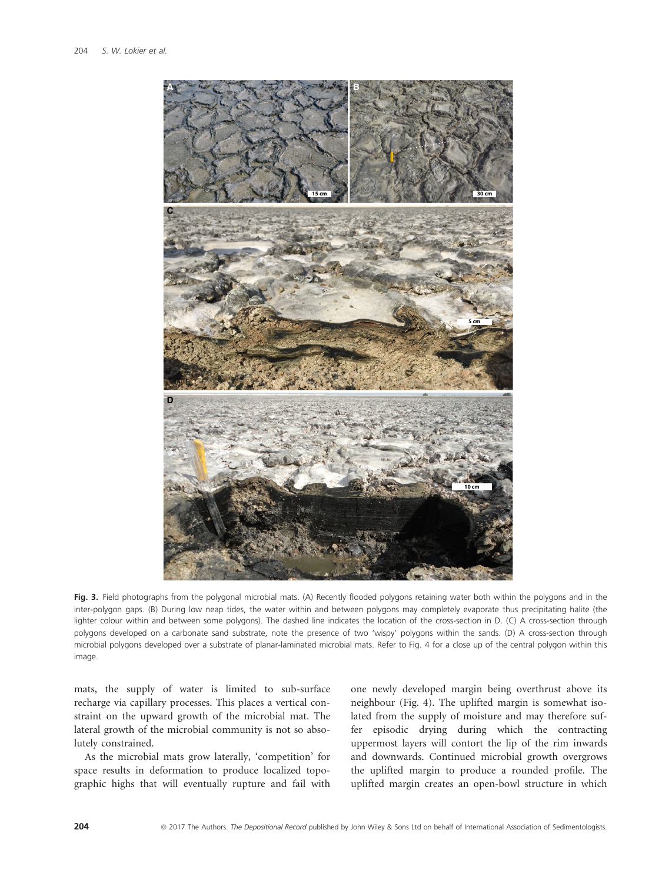Fig. 3. Field photographs from the polygonal microbial mats. (A) Recently flooded polygons retaining water both within the polygons and in the inter-polygon gaps. (B) During low neap tides, the water within and between polygons may completely evaporate thus precipitating halite (the lighter colour within and between some polygons). The dashed line indicates the location of the cross-section in D. (C) A cross-section through polygons developed on a carbonate sand substrate, note the presence of two 'wispy' polygons within the sands. (D) A cross-section through microbial polygons developed over a substrate of planar-laminated microbial mats. Refer to Fig. 4 for a close up of the central polygon within this image.

mats, the supply of water is limited to sub-surface recharge via capillary processes. This places a vertical constraint on the upward growth of the microbial mat. The lateral growth of the microbial community is not so absolutely constrained.

As the microbial mats grow laterally, 'competition' for space results in deformation to produce localized topographic highs that will eventually rupture and fail with one newly developed margin being overthrust above its neighbour (Fig. 4). The uplifted margin is somewhat isolated from the supply of moisture and may therefore suffer episodic drying during which the contracting uppermost layers will contort the lip of the rim inwards and downwards. Continued microbial growth overgrows the uplifted margin to produce a rounded profile. The uplifted margin creates an open-bowl structure in which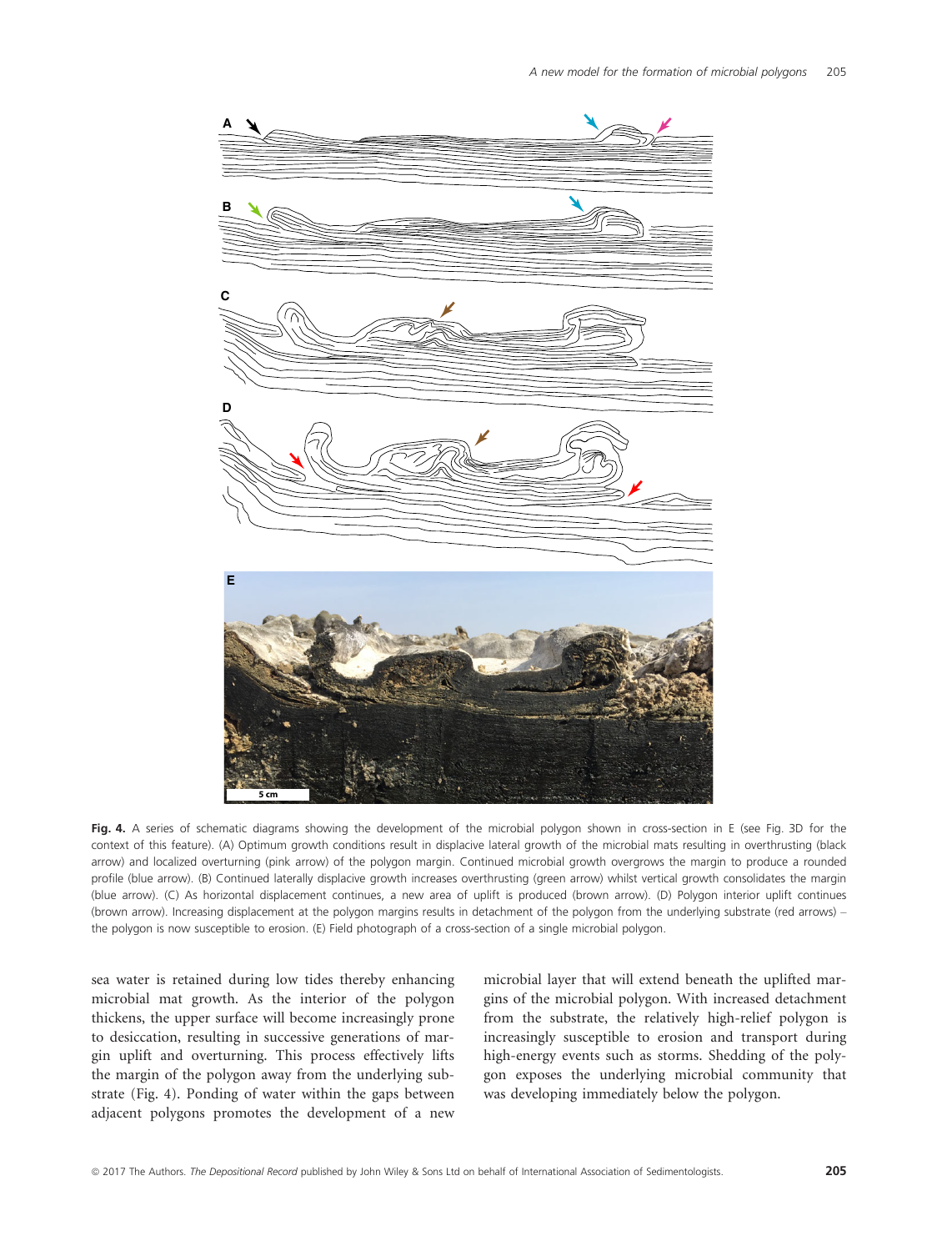**Fig. 4.** A series of schematic diagrams showing the development of the microbial polygon shown in cross-section in E (see Fig. 3D for the context of this feature). (A) Optimum growth conditions result in displacive lateral growth of the microbial mats resulting in overthrusting (black arrow) and localized overturning (pink arrow) of the polygon margin. Continued microbial growth overgrows the margin to produce a rounded profile (blue arrow). (B) Continued laterally displacive growth increases overthrusting (green arrow) whilst vertical growth consolidates the margin (blue arrow). (C) As horizontal displacement continues, a new area of uplift is produced (brown arrow). (D) Polygon interior uplift continues (brown arrow). Increasing displacement at the polygon margins results in detachment of the polygon from the underlying substrate (red arrows) – the polygon is now susceptible to erosion. (E) Field photograph of a cross-section of a single microbial polygon.

sea water is retained during low tides thereby enhancing microbial mat growth. As the interior of the polygon thickens, the upper surface will become increasingly prone to desiccation, resulting in successive generations of margin uplift and overturning. This process effectively lifts the margin of the polygon away from the underlying substrate (Fig. 4). Ponding of water within the gaps between adjacent polygons promotes the development of a new microbial layer that will extend beneath the uplifted margins of the microbial polygon. With increased detachment from the substrate, the relatively high-relief polygon is increasingly susceptible to erosion and transport during high-energy events such as storms. Shedding of the polygon exposes the underlying microbial community that was developing immediately below the polygon.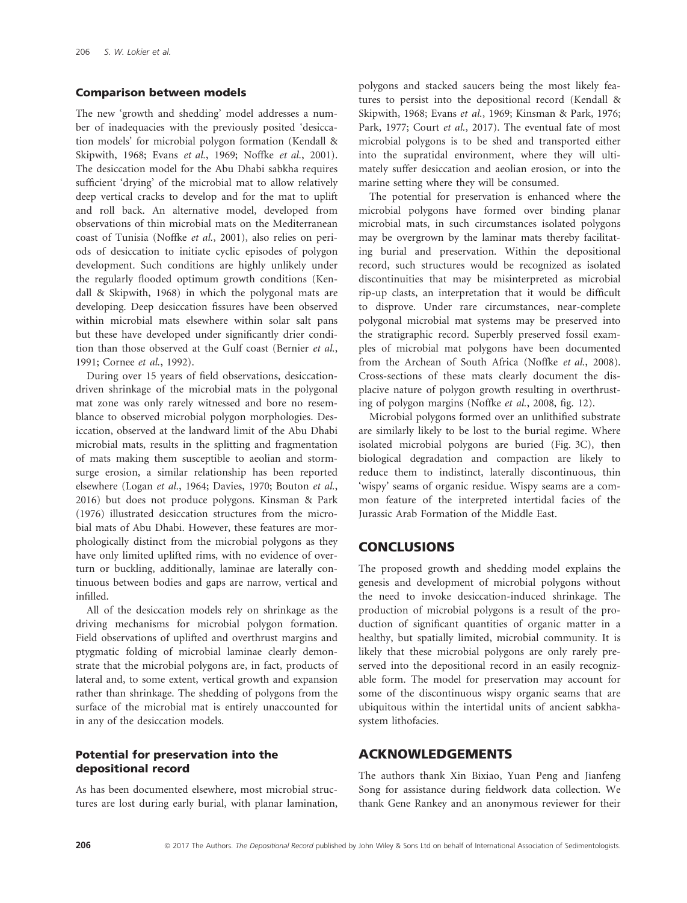### Comparison between models

The new 'growth and shedding' model addresses a number of inadequacies with the previously posited 'desiccation models' for microbial polygon formation (Kendall & Skipwith, 1968; Evans *et al.*, 1969; Noffke *et al.*, 2001). The desiccation model for the Abu Dhabi sabkha requires sufficient 'drying' of the microbial mat to allow relatively deep vertical cracks to develop and for the mat to uplift and roll back. An alternative model, developed from observations of thin microbial mats on the Mediterranean coast of Tunisia (Noffke *et al.*, 2001), also relies on periods of desiccation to initiate cyclic episodes of polygon development. Such conditions are highly unlikely under the regularly flooded optimum growth conditions (Kendall & Skipwith, 1968) in which the polygonal mats are developing. Deep desiccation fissures have been observed within microbial mats elsewhere within solar salt pans but these have developed under significantly drier conditions than those observed at the Gulf coast (Bernier *et al.*, 1991; Cornee *et al.*, 1992).

During over 15 years of field observations, desiccation-driven shrinkage of the microbial mats in the polygonal mat zone was only rarely witnessed and bore no resemblance to observed microbial polygon morphologies. Desiccation, observed at the landward limit of the Abu Dhabi microbial mats, results in the splitting and fragmentation of mats making them susceptible to aeolian and storm-surge erosion, a similar relationship has been reported elsewhere (Logan *et al.*, 1964; Davies, 1970; Bouton *et al.*, 2016) but does not produce polygons. Kinsman & Park (1976) illustrated desiccation structures from the microbial mats of Abu Dhabi. However, these features are morphologically distinct from the microbial polygons as they have only limited uplifted rims, with no evidence of overturn or buckling, additionally, laminae are laterally continuous between bodies and gaps are narrow, vertical and infilled.

All of the desiccation models rely on shrinkage as the driving mechanisms for microbial polygon formation. Field observations of uplifted and overthrust margins and ptygmatic folding of microbial laminae clearly demonstrate that the microbial polygons are, in fact, products of lateral and, to some extent, vertical growth and expansion rather than shrinkage. The shedding of polygons from the surface of the microbial mat is entirely unaccounted for in any of the desiccation models.

### Potential for preservation into the depositional record

As has been documented elsewhere, most microbial structures are lost during early burial, with planar lamination, polygons and stacked saucers being the most likely features to persist into the depositional record (Kendall & Skipwith, 1968; Evans *et al.*, 1969; Kinsman & Park, 1976; Park, 1977; Court *et al.*, 2017). The eventual fate of most microbial polygons is to be shed and transported either into the supratidal environment, where they will ultimately suffer desiccation and aeolian erosion, or into the marine setting where they will be consumed.

The potential for preservation is enhanced where the microbial polygons have formed over binding planar microbial mats, in such circumstances isolated polygons may be overgrown by the laminar mats thereby facilitating burial and preservation. Within the depositional record, such structures would be recognized as isolated discontinuities that may be misinterpreted as microbial rip-up clasts, an interpretation that it would be difficult to disprove. Under rare circumstances, near-complete polygonal microbial mat systems may be preserved into the stratigraphic record. Superbly preserved fossil examples of microbial mat polygons have been documented from the Archean of South Africa (Noffke *et al.*, 2008). Cross-sections of these mats clearly document the displacive nature of polygon growth resulting in overthrusting of polygon margins (Noffke *et al.*, 2008, fig. 12).

Microbial polygons formed over an unlithified substrate are similarly likely to be lost to the burial regime. Where isolated microbial polygons are buried (Fig. 3C), then biological degradation and compaction are likely to reduce them to indistinct, laterally discontinuous, thin 'wispy' seams of organic residue. Wispy seams are a common feature of the interpreted intertidal facies of the Jurassic Arab Formation of the Middle East.

## CONCLUSIONS

The proposed growth and shedding model explains the genesis and development of microbial polygons without the need to invoke desiccation-induced shrinkage. The production of microbial polygons is a result of the production of significant quantities of organic matter in a healthy, but spatially limited, microbial community. It is likely that these microbial polygons are only rarely preserved into the depositional record in an easily recognizable form. The model for preservation may account for some of the discontinuous wispy organic seams that are ubiquitous within the intertidal units of ancient sabkha-system lithofacies.

## ACKNOWLEDGEMENTS

The authors thank Xin Bixiao, Yuan Peng and Jianfeng Song for assistance during fieldwork data collection. We thank Gene Rankey and an anonymous reviewer for their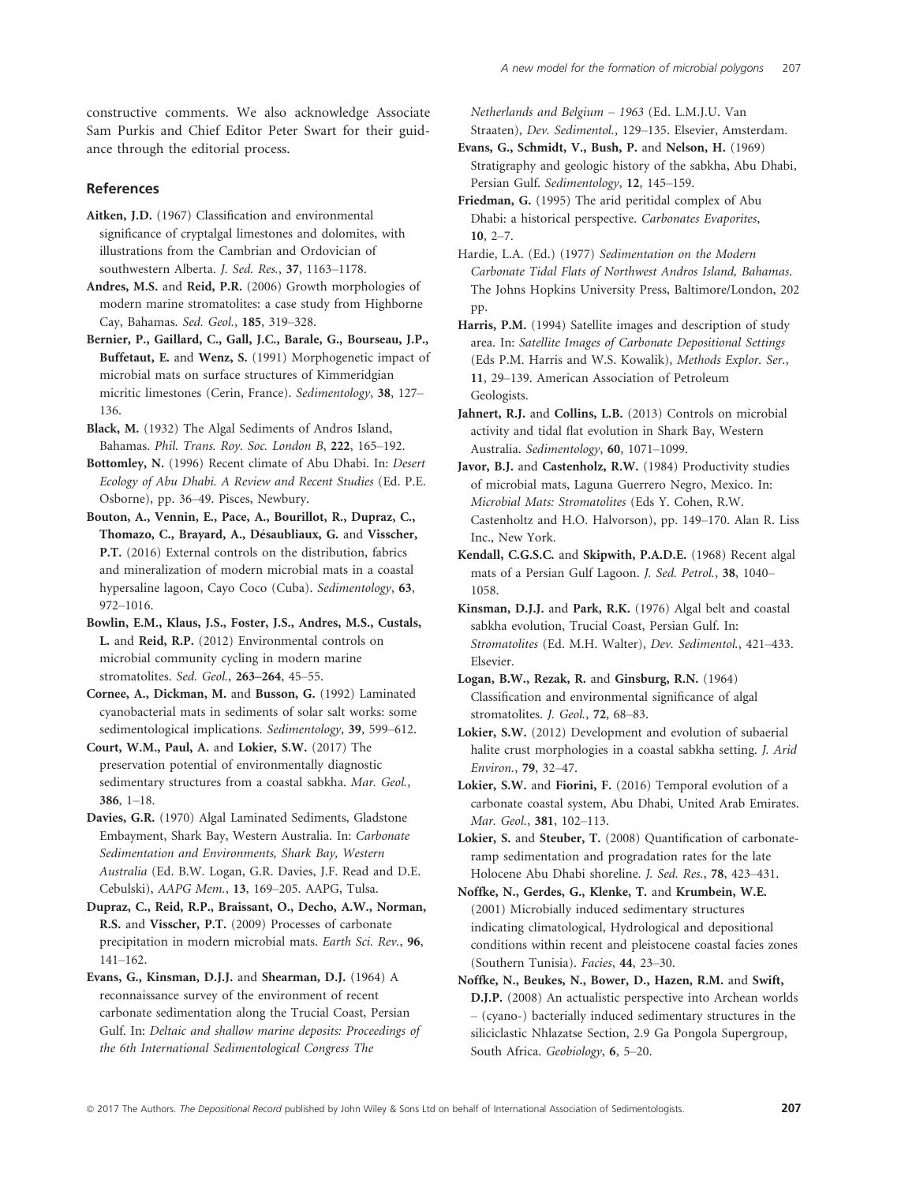constructive comments. We also acknowledge Associate Sam Purkis and Chief Editor Peter Swart for their guidance through the editorial process.

## References

**Aitken, J.D.** (1967) Classification and environmental significance of cryptalgal limestones and dolomites, with illustrations from the Cambrian and Ordovician of southwestern Alberta. *J. Sed. Res.*, **37**, 1163–1178.

**Andres, M.S.** and **Reid, P.R.** (2006) Growth morphologies of modern marine stromatolites: a case study from Highborne Cay, Bahamas. *Sed. Geol.*, **185**, 319–328.

**Bernier, P., Gaillard, C., Gall, J.C., Barale, G., Bourseau, J.P., Buffetaut, E.** and **Wenz, S.** (1991) Morphogenetic impact of microbial mats on surface structures of Kimmeridgian micritic limestones (Cerin, France). *Sedimentology*, **38**, 127–136.

**Black, M.** (1932) The Algal Sediments of Andros Island, Bahamas. *Phil. Trans. Roy. Soc. London B*, **222**, 165–192.

**Bottomley, N.** (1996) Recent climate of Abu Dhabi. In: *Desert Ecology of Abu Dhabi. A Review and Recent Studies* (Ed. P.E. Osborne), pp. 36–49. Pisces, Newbury.

**Bouton, A., Vennin, E., Pace, A., Bourillot, R., Dupraz, C., Thomazo, C., Brayard, A., Désaubliaux, G.** and **Visscher, P.T.** (2016) External controls on the distribution, fabrics and mineralization of modern microbial mats in a coastal hypersaline lagoon, Cayo Coco (Cuba). *Sedimentology*, **63**, 972–1016.

**Bowlin, E.M., Klaus, J.S., Foster, J.S., Andres, M.S., Custals, L.** and **Reid, R.P.** (2012) Environmental controls on microbial community cycling in modern marine stromatolites. *Sed. Geol.*, **263–264**, 45–55.

**Cornee, A., Dickman, M.** and **Busson, G.** (1992) Laminated cyanobacterial mats in sediments of solar salt works: some sedimentological implications. *Sedimentology*, **39**, 599–612.

**Court, W.M., Paul, A.** and **Lokier, S.W.** (2017) The preservation potential of environmentally diagnostic sedimentary structures from a coastal sabkha. *Mar. Geol.*, **386**, 1–18.

**Davies, G.R.** (1970) Algal Laminated Sediments, Gladstone Embayment, Shark Bay, Western Australia. In: *Carbonate Sedimentation and Environments, Shark Bay, Western Australia* (Ed. B.W. Logan, G.R. Davies, J.F. Read and D.E. Cebulski), *AAPG Mem.*, **13**, 169–205. AAPG, Tulsa.

**Dupraz, C., Reid, R.P., Braissant, O., Decho, A.W., Norman, R.S.** and **Visscher, P.T.** (2009) Processes of carbonate precipitation in modern microbial mats. *Earth Sci. Rev.*, **96**, 141–162.

**Evans, G., Kinsman, D.J.J.** and **Shearman, D.J.** (1964) A reconnaissance survey of the environment of recent carbonate sedimentation along the Trucial Coast, Persian Gulf. In: *Deltaic and shallow marine deposits: Proceedings of the 6th International Sedimentological Congress The Netherlands and Belgium – 1963* (Ed. L.M.J.U. Van Straaten), *Dev. Sedimentol.*, 129–135. Elsevier, Amsterdam.

**Evans, G., Schmidt, V., Bush, P.** and **Nelson, H.** (1969) Stratigraphy and geologic history of the sabkha, Abu Dhabi, Persian Gulf. *Sedimentology*, **12**, 145–159.

**Friedman, G.** (1995) The arid peritidal complex of Abu Dhabi: a historical perspective. *Carbonates Evaporites*, **10**, 2–7.

Hardie, L.A. (Ed.) (1977) *Sedimentation on the Modern Carbonate Tidal Flats of Northwest Andros Island, Bahamas*. The Johns Hopkins University Press, Baltimore/London, 202 pp.

**Harris, P.M.** (1994) Satellite images and description of study area. In: *Satellite Images of Carbonate Depositional Settings* (Eds P.M. Harris and W.S. Kowalik), *Methods Explor. Ser.*, **11**, 29–139. American Association of Petroleum Geologists.

**Jahnert, R.J.** and **Collins, L.B.** (2013) Controls on microbial activity and tidal flat evolution in Shark Bay, Western Australia. *Sedimentology*, **60**, 1071–1099.

**Javor, B.J.** and **Castenholz, R.W.** (1984) Productivity studies of microbial mats, Laguna Guerrero Negro, Mexico. In: *Microbial Mats: Stromatolites* (Eds Y. Cohen, R.W. Castenholtz and H.O. Halvorson), pp. 149–170. Alan R. Liss Inc., New York.

**Kendall, C.G.S.C.** and **Skipwith, P.A.D.E.** (1968) Recent algal mats of a Persian Gulf Lagoon. *J. Sed. Petrol.*, **38**, 1040–1058.

**Kinsman, D.J.J.** and **Park, R.K.** (1976) Algal belt and coastal sabkha evolution, Trucial Coast, Persian Gulf. In: *Stromatolites* (Ed. M.H. Walter), *Dev. Sedimentol.*, 421–433. Elsevier.

**Logan, B.W., Rezak, R.** and **Ginsburg, R.N.** (1964) Classification and environmental significance of algal stromatolites. *J. Geol.*, **72**, 68–83.

**Lokier, S.W.** (2012) Development and evolution of subaerial halite crust morphologies in a coastal sabkha setting. *J. Arid Environ.*, **79**, 32–47.

**Lokier, S.W.** and **Fiorini, F.** (2016) Temporal evolution of a carbonate coastal system, Abu Dhabi, United Arab Emirates. *Mar. Geol.*, **381**, 102–113.

**Lokier, S.** and **Steuber, T.** (2008) Quantification of carbonate-ramp sedimentation and progradation rates for the late Holocene Abu Dhabi shoreline. *J. Sed. Res.*, **78**, 423–431.

**Noffke, N., Gerdes, G., Klenke, T.** and **Krumbein, W.E.** (2001) Microbially induced sedimentary structures indicating climatological, Hydrological and depositional conditions within recent and pleistocene coastal facies zones (Southern Tunisia). *Facies*, **44**, 23–30.

**Noffke, N., Beukes, N., Bower, D., Hazen, R.M.** and **Swift, D.J.P.** (2008) An actualistic perspective into Archean worlds – (cyano-) bacterially induced sedimentary structures in the siliciclastic Nhlazatse Section, 2.9 Ga Pongola Supergroup, South Africa. *Geobiology*, **6**, 5–20.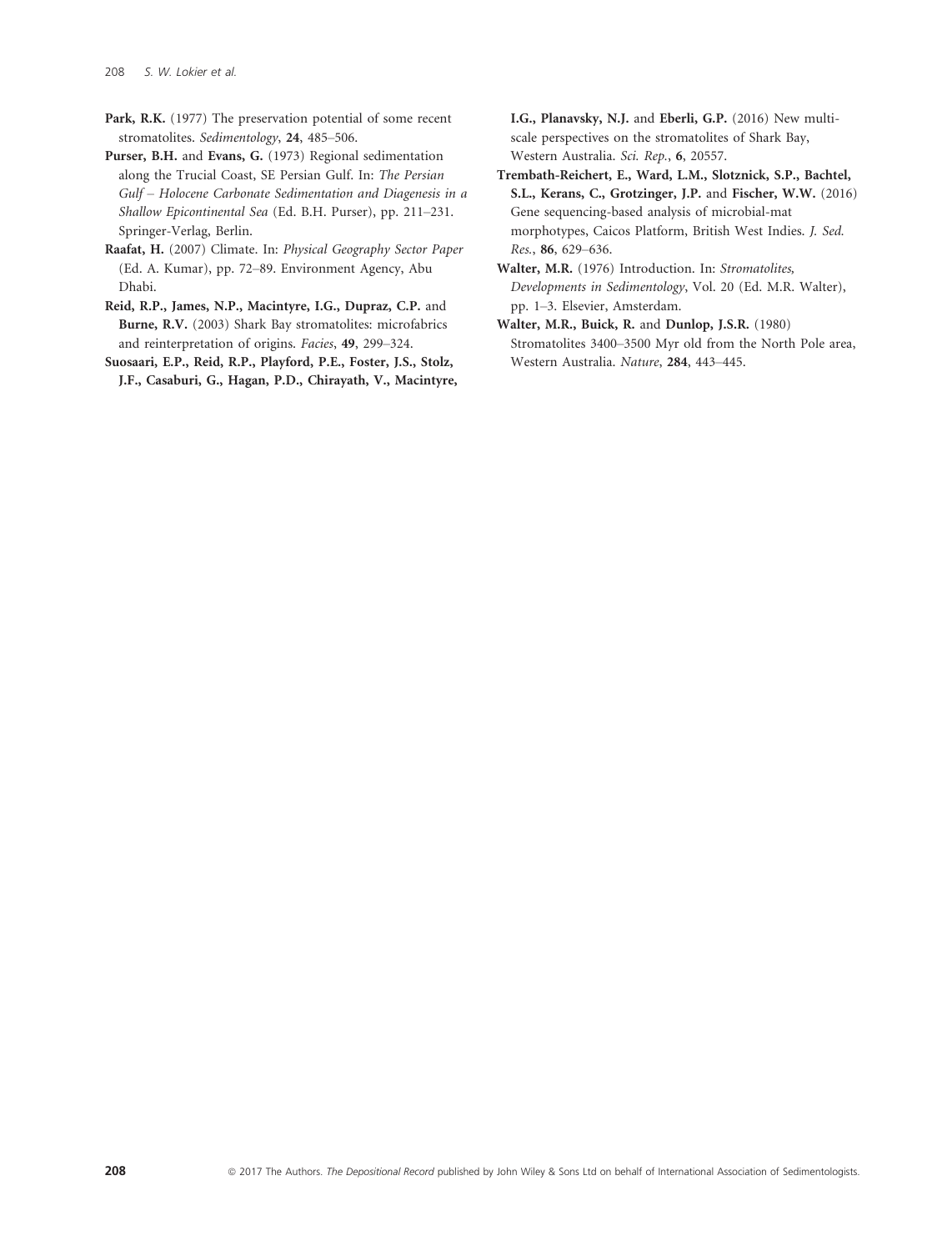**Park, R.K.** (1977) The preservation potential of some recent stromatolites. *Sedimentology*, **24**, 485–506.

**Purser, B.H.** and **Evans, G.** (1973) Regional sedimentation along the Trucial Coast, SE Persian Gulf. In: *The Persian Gulf – Holocene Carbonate Sedimentation and Diagenesis in a Shallow Epicontinental Sea* (Ed. B.H. Purser), pp. 211–231. Springer-Verlag, Berlin.

**Raafat, H.** (2007) Climate. In: *Physical Geography Sector Paper* (Ed. A. Kumar), pp. 72–89. Environment Agency, Abu Dhabi.

**Reid, R.P., James, N.P., Macintyre, I.G., Dupraz, C.P.** and **Burne, R.V.** (2003) Shark Bay stromatolites: microfabrics and reinterpretation of origins. *Facies*, **49**, 299–324.

**Suosaari, E.P., Reid, R.P., Playford, P.E., Foster, J.S., Stolz, J.F., Casaburi, G., Hagan, P.D., Chirayath, V., Macintyre, I.G., Planavsky, N.J.** and **Eberli, G.P.** (2016) New multi-scale perspectives on the stromatolites of Shark Bay, Western Australia. *Sci. Rep.*, **6**, 20557.

**Trembath-Reichert, E., Ward, L.M., Slotznick, S.P., Bachtel, S.L., Kerans, C., Grotzinger, J.P.** and **Fischer, W.W.** (2016) Gene sequencing-based analysis of microbial-mat morphotypes, Caicos Platform, British West Indies. *J. Sed. Res.*, **86**, 629–636.

**Walter, M.R.** (1976) Introduction. In: *Stromatolites, Developments in Sedimentology*, Vol. 20 (Ed. M.R. Walter), pp. 1–3. Elsevier, Amsterdam.

**Walter, M.R., Buick, R.** and **Dunlop, J.S.R.** (1980) Stromatolites 3400–3500 Myr old from the North Pole area, Western Australia. *Nature*, **284**, 443–445.